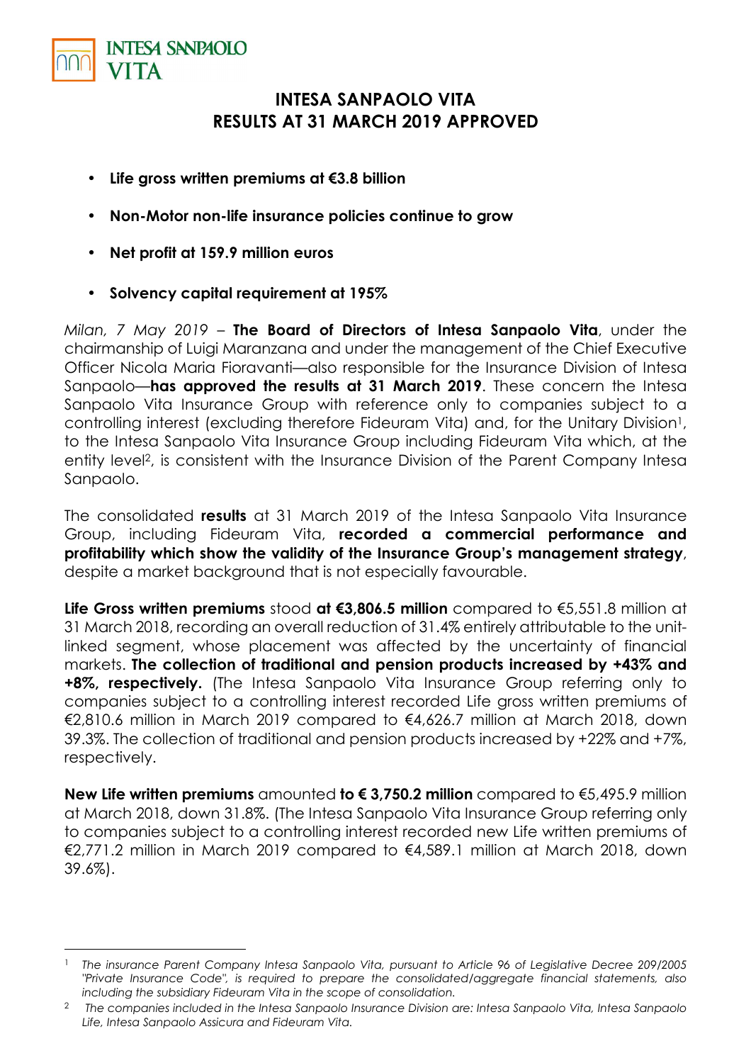# INTESA SANPAOLO VITA
# RESULTS AT 31 MARCH 2019 APPROVED

- **Life gross written premiums at €3.8 billion**
- **Non-Motor non-life insurance policies continue to grow**
- **Net profit at 159.9 million euros**
- **Solvency capital requirement at 195%**

*Milan, 7 May 2019* – **The Board of Directors of Intesa Sanpaolo Vita**, under the chairmanship of Luigi Maranzana and under the management of the Chief Executive Officer Nicola Maria Fioravanti—also responsible for the Insurance Division of Intesa Sanpaolo—**has approved the results at 31 March 2019**. These concern the Intesa Sanpaolo Vita Insurance Group with reference only to companies subject to a controlling interest (excluding therefore Fideuram Vita) and, for the Unitary Division[1], to the Intesa Sanpaolo Vita Insurance Group including Fideuram Vita which, at the entity level[2], is consistent with the Insurance Division of the Parent Company Intesa Sanpaolo.

The consolidated **results** at 31 March 2019 of the Intesa Sanpaolo Vita Insurance Group, including Fideuram Vita, **recorded a commercial performance and profitability which show the validity of the Insurance Group's management strategy**, despite a market background that is not especially favourable.

**Life Gross written premiums** stood **at €3,806.5 million** compared to €5,551.8 million at 31 March 2018, recording an overall reduction of 31.4% entirely attributable to the unit-linked segment, whose placement was affected by the uncertainty of financial markets. **The collection of traditional and pension products increased by +43% and +8%, respectively.** (The Intesa Sanpaolo Vita Insurance Group referring only to companies subject to a controlling interest recorded Life gross written premiums of €2,810.6 million in March 2019 compared to €4,626.7 million at March 2018, down 39.3%. The collection of traditional and pension products increased by +22% and +7%, respectively.

**New Life written premiums** amounted **to € 3,750.2 million** compared to €5,495.9 million at March 2018, down 31.8%. (The Intesa Sanpaolo Vita Insurance Group referring only to companies subject to a controlling interest recorded new Life written premiums of €2,771.2 million in March 2019 compared to €4,589.1 million at March 2018, down 39.6%).

---

[1] *The insurance Parent Company Intesa Sanpaolo Vita, pursuant to Article 96 of Legislative Decree 209/2005 "Private Insurance Code", is required to prepare the consolidated/aggregate financial statements, also including the subsidiary Fideuram Vita in the scope of consolidation.*

[2] *The companies included in the Intesa Sanpaolo Insurance Division are: Intesa Sanpaolo Vita, Intesa Sanpaolo Life, Intesa Sanpaolo Assicura and Fideuram Vita.*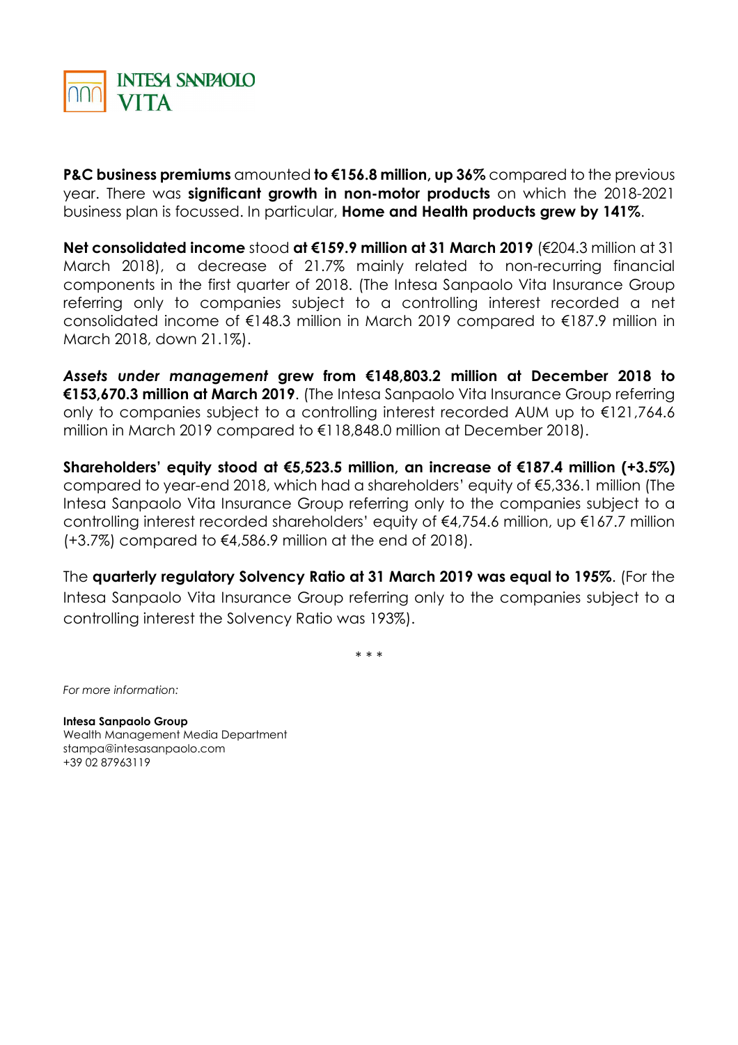**P&C business premiums** amounted **to €156.8 million, up 36%** compared to the previous year. There was **significant growth in non-motor products** on which the 2018-2021 business plan is focussed. In particular, **Home and Health products grew by 141%**.

**Net consolidated income** stood **at €159.9 million at 31 March 2019** (€204.3 million at 31 March 2018), a decrease of 21.7% mainly related to non-recurring financial components in the first quarter of 2018. (The Intesa Sanpaolo Vita Insurance Group referring only to companies subject to a controlling interest recorded a net consolidated income of €148.3 million in March 2019 compared to €187.9 million in March 2018, down 21.1%).

***Assets under management* grew from €148,803.2 million at December 2018 to €153,670.3 million at March 2019**. (The Intesa Sanpaolo Vita Insurance Group referring only to companies subject to a controlling interest recorded AUM up to €121,764.6 million in March 2019 compared to €118,848.0 million at December 2018).

**Shareholders' equity stood at €5,523.5 million, an increase of €187.4 million (+3.5%)** compared to year-end 2018, which had a shareholders' equity of €5,336.1 million (The Intesa Sanpaolo Vita Insurance Group referring only to the companies subject to a controlling interest recorded shareholders' equity of €4,754.6 million, up €167.7 million (+3.7%) compared to €4,586.9 million at the end of 2018).

The **quarterly regulatory Solvency Ratio at 31 March 2019 was equal to 195%**. (For the Intesa Sanpaolo Vita Insurance Group referring only to the companies subject to a controlling interest the Solvency Ratio was 193%).

\* \* \*

*For more information:*

**Intesa Sanpaolo Group**
Wealth Management Media Department
stampa@intesasanpaolo.com
+39 02 87963119